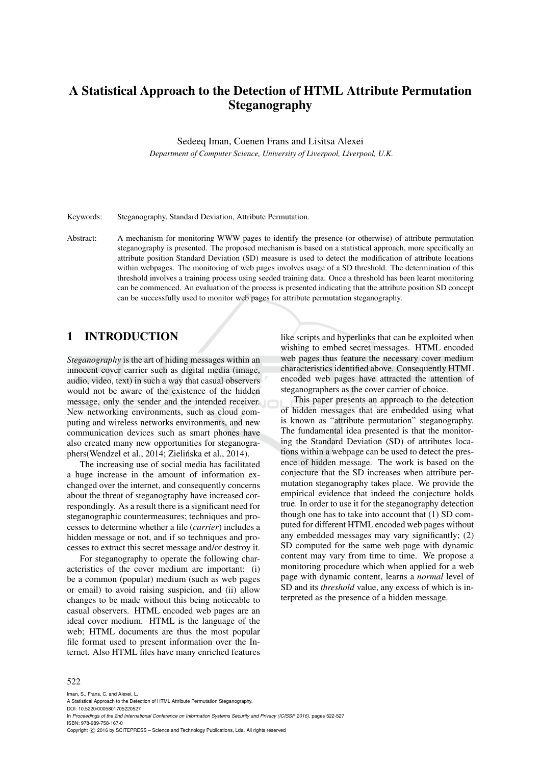# A Statistical Approach to the Detection of HTML Attribute Permutation Steganography

Sedeeq Iman, Coenen Frans and Lisitsa Alexei

*Department of Computer Science, University of Liverpool, Liverpool, U.K.*

Keywords: Steganography, Standard Deviation, Attribute Permutation.

Abstract: A mechanism for monitoring WWW pages to identify the presence (or otherwise) of attribute permutation steganography is presented. The proposed mechanism is based on a statistical approach, more specifically an attribute position Standard Deviation (SD) measure is used to detect the modification of attribute locations within webpages. The monitoring of web pages involves usage of a SD threshold. The determination of this threshold involves a training process using seeded training data. Once a threshold has been learnt monitoring can be commenced. An evaluation of the process is presented indicating that the attribute position SD concept can be successfully used to monitor web pages for attribute permutation steganography.

## 1 INTRODUCTION

*Steganography* is the art of hiding messages within an innocent cover carrier such as digital media (image, audio, video, text) in such a way that casual observers would not be aware of the existence of the hidden message, only the sender and the intended receiver. New networking environments, such as cloud computing and wireless networks environments, and new communication devices such as smart phones have also created many new opportunities for steganographers(Wendzel et al., 2014; Zielińska et al., 2014).

The increasing use of social media has facilitated a huge increase in the amount of information exchanged over the internet, and consequently concerns about the threat of steganography have increased correspondingly. As a result there is a significant need for steganographic countermeasures; techniques and processes to determine whether a file (*carrier*) includes a hidden message or not, and if so techniques and processes to extract this secret message and/or destroy it.

For steganography to operate the following characteristics of the cover medium are important: (i) be a common (popular) medium (such as web pages or email) to avoid raising suspicion, and (ii) allow changes to be made without this being noticeable to casual observers. HTML encoded web pages are an ideal cover medium. HTML is the language of the web; HTML documents are thus the most popular file format used to present information over the Internet. Also HTML files have many enriched features like scripts and hyperlinks that can be exploited when wishing to embed secret messages. HTML encoded web pages thus feature the necessary cover medium characteristics identified above. Consequently HTML encoded web pages have attracted the attention of steganographers as the cover carrier of choice.

This paper presents an approach to the detection of hidden messages that are embedded using what is known as "attribute permutation" steganography. The fundamental idea presented is that the monitoring the Standard Deviation (SD) of attributes locations within a webpage can be used to detect the presence of hidden message. The work is based on the conjecture that the SD increases when attribute permutation steganography takes place. We provide the empirical evidence that indeed the conjecture holds true. In order to use it for the steganography detection though one has to take into account that (1) SD computed for different HTML encoded web pages without any embedded messages may vary significantly; (2) SD computed for the same web page with dynamic content may vary from time to time. We propose a monitoring procedure which when applied for a web page with dynamic content, learns a *normal* level of SD and its *threshold* value, any excess of which is interpreted as the presence of a hidden message.

Iman, S., Frans, C. and Alexei, L.
A Statistical Approach to the Detection of HTML Attribute Permutation Steganography.
DOI: 10.5220/0005801705220527
In *Proceedings of the 2nd International Conference on Information Systems Security and Privacy (ICISSP 2016)*, pages 522-527
ISBN: 978-989-758-167-0
Copyright © 2016 by SCITEPRESS – Science and Technology Publications, Lda. All rights reserved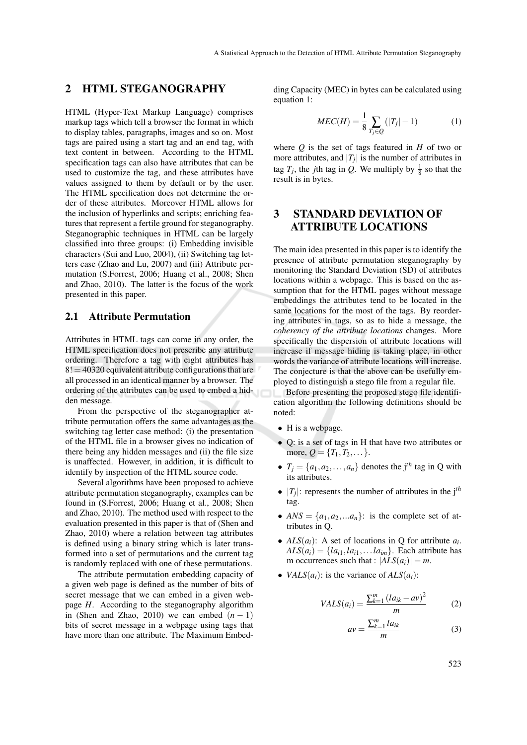## 2 HTML STEGANOGRAPHY

HTML (Hyper-Text Markup Language) comprises markup tags which tell a browser the format in which to display tables, paragraphs, images and so on. Most tags are paired using a start tag and an end tag, with text content in between. According to the HTML specification tags can also have attributes that can be used to customize the tag, and these attributes have values assigned to them by default or by the user. The HTML specification does not determine the order of these attributes. Moreover HTML allows for the inclusion of hyperlinks and scripts; enriching features that represent a fertile ground for steganography. Steganographic techniques in HTML can be largely classified into three groups: (i) Embedding invisible characters (Sui and Luo, 2004), (ii) Switching tag letters case (Zhao and Lu, 2007) and (iii) Attribute permutation (S.Forrest, 2006; Huang et al., 2008; Shen and Zhao, 2010). The latter is the focus of the work presented in this paper.

### 2.1 Attribute Permutation

Attributes in HTML tags can come in any order, the HTML specification does not prescribe any attribute ordering. Therefore a tag with eight attributes has $8! = 40320$ equivalent attribute configurations that are all processed in an identical manner by a browser. The ordering of the attributes can be used to embed a hidden message.

From the perspective of the steganographer attribute permutation offers the same advantages as the switching tag letter case method: (i) the presentation of the HTML file in a browser gives no indication of there being any hidden messages and (ii) the file size is unaffected. However, in addition, it is difficult to identify by inspection of the HTML source code.

Several algorithms have been proposed to achieve attribute permutation steganography, examples can be found in (S.Forrest, 2006; Huang et al., 2008; Shen and Zhao, 2010). The method used with respect to the evaluation presented in this paper is that of (Shen and Zhao, 2010) where a relation between tag attributes is defined using a binary string which is later transformed into a set of permutations and the current tag is randomly replaced with one of these permutations.

The attribute permutation embedding capacity of a given web page is defined as the number of bits of secret message that we can embed in a given webpage $H$. According to the steganography algorithm in (Shen and Zhao, 2010) we can embed $(n-1)$ bits of secret message in a webpage using tags that have more than one attribute. The Maximum Embedding Capacity (MEC) in bytes can be calculated using equation 1:

$$MEC(H) = \frac{1}{8} \sum_{T_j \in Q} (|T_j| - 1) \tag{1}$$

where $Q$ is the set of tags featured in $H$ of two or more attributes, and $|T_j|$ is the number of attributes in tag $T_j$, the $j$th tag in $Q$. We multiply by $\frac{1}{8}$ so that the result is in bytes.

## 3 STANDARD DEVIATION OF ATTRIBUTE LOCATIONS

The main idea presented in this paper is to identify the presence of attribute permutation steganography by monitoring the Standard Deviation (SD) of attributes locations within a webpage. This is based on the assumption that for the HTML pages without message embeddings the attributes tend to be located in the same locations for the most of the tags. By reordering attributes in tags, so as to hide a message, the *coherency of the attribute locations* changes. More specifically the dispersion of attribute locations will increase if message hiding is taking place, in other words the variance of attribute locations will increase. The conjecture is that the above can be usefully employed to distinguish a stego file from a regular file.

Before presenting the proposed stego file identification algorithm the following definitions should be noted:

- H is a webpage.
- Q: is a set of tags in H that have two attributes or more, $Q = \{T_1, T_2, \ldots\}$.
- $T_j = \{a_1, a_2, \ldots, a_n\}$ denotes the j$^{th}$ tag in Q with its attributes.
- $|T_j|$: represents the number of attributes in the j$^{th}$ tag.
- $ANS = \{a_1, a_2, \ldots a_n\}$: is the complete set of attributes in Q.
- $ALS(a_i)$: A set of locations in Q for attribute $a_i$. $ALS(a_i) = \{la_{i1}, la_{i1}, \ldots la_{im}\}$. Each attribute has m occurrences such that : $|ALS(a_i)| = m$.
- $VALS(a_i)$: is the variance of $ALS(a_i)$:

$$VALS(a_i) = \frac{\sum_{k=1}^{m} (la_{ik} - av)^2}{m} \tag{2}$$

$$av = \frac{\sum_{k=1}^{m} la_{ik}}{m} \tag{3}$$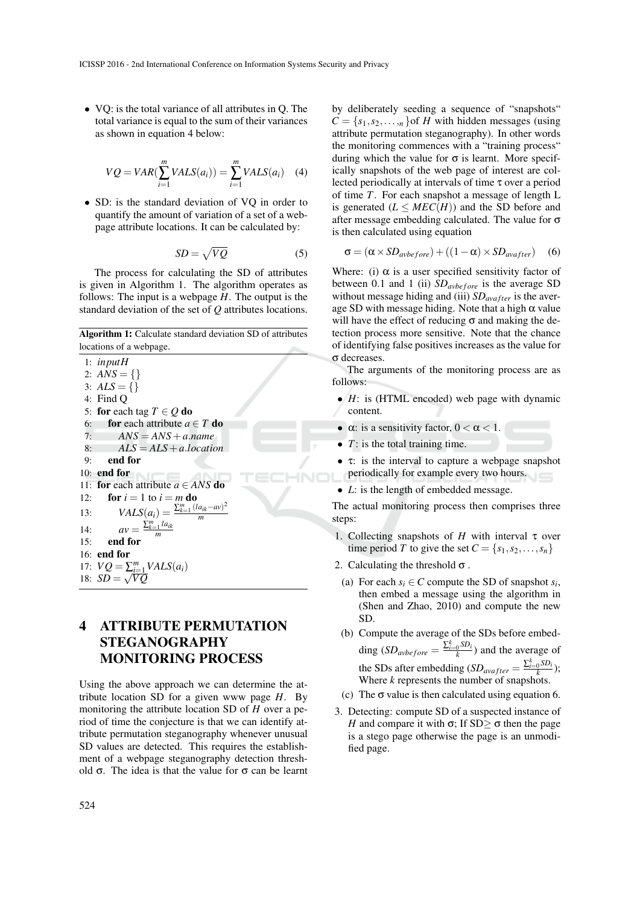- VQ: is the total variance of all attributes in Q. The total variance is equal to the sum of their variances as shown in equation 4 below:

$$VQ = VAR(\sum_{i=1}^{m} VALS(a_i)) = \sum_{i=1}^{m} VALS(a_i) \quad (4)$$

- SD: is the standard deviation of VQ in order to quantify the amount of variation of a set of a webpage attribute locations. It can be calculated by:

$$SD = \sqrt{VQ} \quad (5)$$

The process for calculating the SD of attributes is given in Algorithm 1. The algorithm operates as follows: The input is a webpage $H$. The output is the standard deviation of the set of $Q$ attributes locations.

**Algorithm 1:** Calculate standard deviation SD of attributes locations of a webpage.

```
1:  input H
2:  ANS = {}
3:  ALS = {}
4:  Find Q
5:  for each tag T ∈ Q do
6:      for each attribute a ∈ T do
7:          ANS = ANS + a.name
8:          ALS = ALS + a.location
9:      end for
10: end for
11: for each attribute a ∈ ANS do
12:     for i = 1 to i = m do
13:         VALS(a_i) = (Σ_{k=1}^{m} (la_ik − av)^2) / m
14:         av = (Σ_{k=1}^{m} la_ik) / m
15:     end for
16: end for
17: VQ = Σ_{i=1}^{m} VALS(a_i)
18: SD = √VQ
```

## 4 ATTRIBUTE PERMUTATION STEGANOGRAPHY MONITORING PROCESS

Using the above approach we can determine the attribute location SD for a given www page $H$. By monitoring the attribute location SD of $H$ over a period of time the conjecture is that we can identify attribute permutation steganography whenever unusual SD values are detected. This requires the establishment of a webpage steganography detection threshold $\sigma$. The idea is that the value for $\sigma$ can be learnt by deliberately seeding a sequence of "snapshots" $C = \{s_1, s_2, \ldots,_n\}$of $H$ with hidden messages (using attribute permutation steganography). In other words the monitoring commences with a "training process" during which the value for $\sigma$ is learnt. More specifically snapshots of the web page of interest are collected periodically at intervals of time $\tau$ over a period of time $T$. For each snapshot a message of length L is generated ($L \leq MEC(H)$) and the SD before and after message embedding calculated. The value for $\sigma$ is then calculated using equation

$$\sigma = (\alpha \times SD_{avbefore}) + ((1-\alpha) \times SD_{avafter}) \quad (6)$$

Where: (i) $\alpha$ is a user specified sensitivity factor of between 0.1 and 1 (ii) $SD_{avbefore}$ is the average SD without message hiding and (iii) $SD_{avafter}$ is the average SD with message hiding. Note that a high $\alpha$ value will have the effect of reducing $\sigma$ and making the detection process more sensitive. Note that the chance of identifying false positives increases as the value for $\sigma$ decreases.

The arguments of the monitoring process are as follows:

- $H$: is (HTML encoded) web page with dynamic content.
- $\alpha$: is a sensitivity factor, $0 < \alpha < 1$.
- $T$: is the total training time.
- $\tau$: is the interval to capture a webpage snapshot periodically for example every two hours.
- $L$: is the length of embedded message.

The actual monitoring process then comprises three steps:

1. Collecting snapshots of $H$ with interval $\tau$ over time period $T$ to give the set $C = \{s_1, s_2, \ldots, s_n\}$
2. Calculating the threshold $\sigma$ .
   (a) For each $s_i \in C$ compute the SD of snapshot $s_i$, then embed a message using the algorithm in (Shen and Zhao, 2010) and compute the new SD.
   (b) Compute the average of the SDs before embedding ($SD_{avbefore} = \frac{\sum_{i=0}^{k} SD_i}{k}$) and the average of the SDs after embedding ($SD_{avafter} = \frac{\sum_{i=0}^{k} SD_i}{k}$); Where $k$ represents the number of snapshots.
   (c) The $\sigma$ value is then calculated using equation 6.
3. Detecting: compute SD of a suspected instance of $H$ and compare it with $\sigma$; If SD$\geq$ $\sigma$ then the page is a stego page otherwise the page is an unmodified page.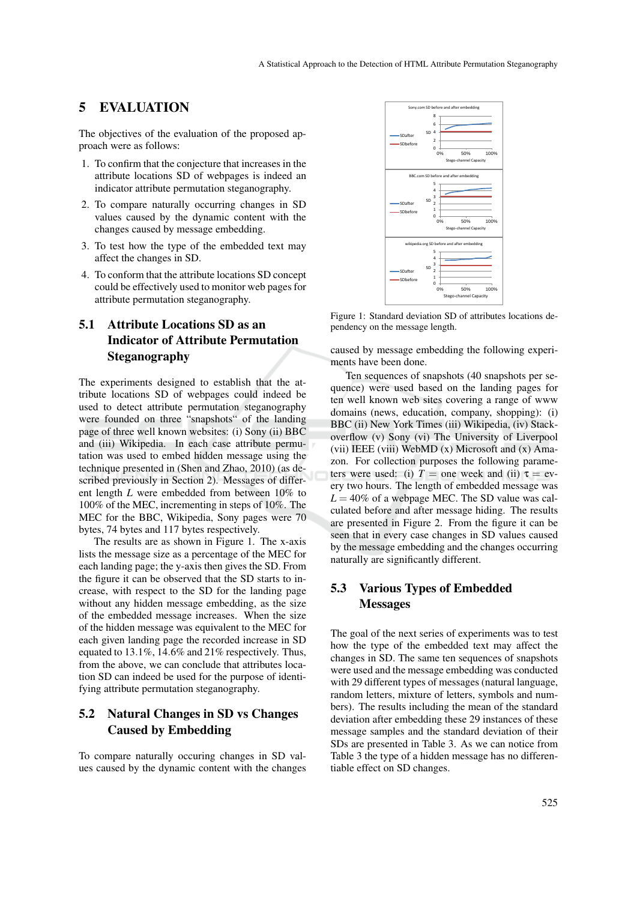## 5 EVALUATION

The objectives of the evaluation of the proposed approach were as follows:

1. To confirm that the conjecture that increases in the attribute locations SD of webpages is indeed an indicator attribute permutation steganography.
2. To compare naturally occurring changes in SD values caused by the dynamic content with the changes caused by message embedding.
3. To test how the type of the embedded text may affect the changes in SD.
4. To conform that the attribute locations SD concept could be effectively used to monitor web pages for attribute permutation steganography.

### 5.1 Attribute Locations SD as an Indicator of Attribute Permutation Steganography

The experiments designed to establish that the attribute locations SD of webpages could indeed be used to detect attribute permutation steganography were founded on three "snapshots" of the landing page of three well known websites: (i) Sony (ii) BBC and (iii) Wikipedia. In each case attribute permutation was used to embed hidden message using the technique presented in (Shen and Zhao, 2010) (as described previously in Section 2). Messages of different length $L$ were embedded from between 10% to 100% of the MEC, incrementing in steps of 10%. The MEC for the BBC, Wikipedia, Sony pages were 70 bytes, 74 bytes and 117 bytes respectively.

The results are as shown in Figure 1. The x-axis lists the message size as a percentage of the MEC for each landing page; the y-axis then gives the SD. From the figure it can be observed that the SD starts to increase, with respect to the SD for the landing page without any hidden message embedding, as the size of the embedded message increases. When the size of the hidden message was equivalent to the MEC for each given landing page the recorded increase in SD equated to 13.1%, 14.6% and 21% respectively. Thus, from the above, we can conclude that attributes location SD can indeed be used for the purpose of identifying attribute permutation steganography.

Figure 1: Standard deviation SD of attributes locations dependency on the message length.

### 5.2 Natural Changes in SD vs Changes Caused by Embedding

To compare naturally occuring changes in SD values caused by the dynamic content with the changes caused by message embedding the following experiments have been done.

Ten sequences of snapshots (40 snapshots per sequence) were used based on the landing pages for ten well known web sites covering a range of www domains (news, education, company, shopping): (i) BBC (ii) New York Times (iii) Wikipedia, (iv) Stackoverflow (v) Sony (vi) The University of Liverpool (vii) IEEE (viii) WebMD (x) Microsoft and (x) Amazon. For collection purposes the following parameters were used: (i) $T$ = one week and (ii) $\tau$ = every two hours. The length of embedded message was $L = 40\%$ of a webpage MEC. The SD value was calculated before and after message hiding. The results are presented in Figure 2. From the figure it can be seen that in every case changes in SD values caused by the message embedding and the changes occurring naturally are significantly different.

### 5.3 Various Types of Embedded Messages

The goal of the next series of experiments was to test how the type of the embedded text may affect the changes in SD. The same ten sequences of snapshots were used and the message embedding was conducted with 29 different types of messages (natural language, random letters, mixture of letters, symbols and numbers). The results including the mean of the standard deviation after embedding these 29 instances of these message samples and the standard deviation of their SDs are presented in Table 3. As we can notice from Table 3 the type of a hidden message has no differentiable effect on SD changes.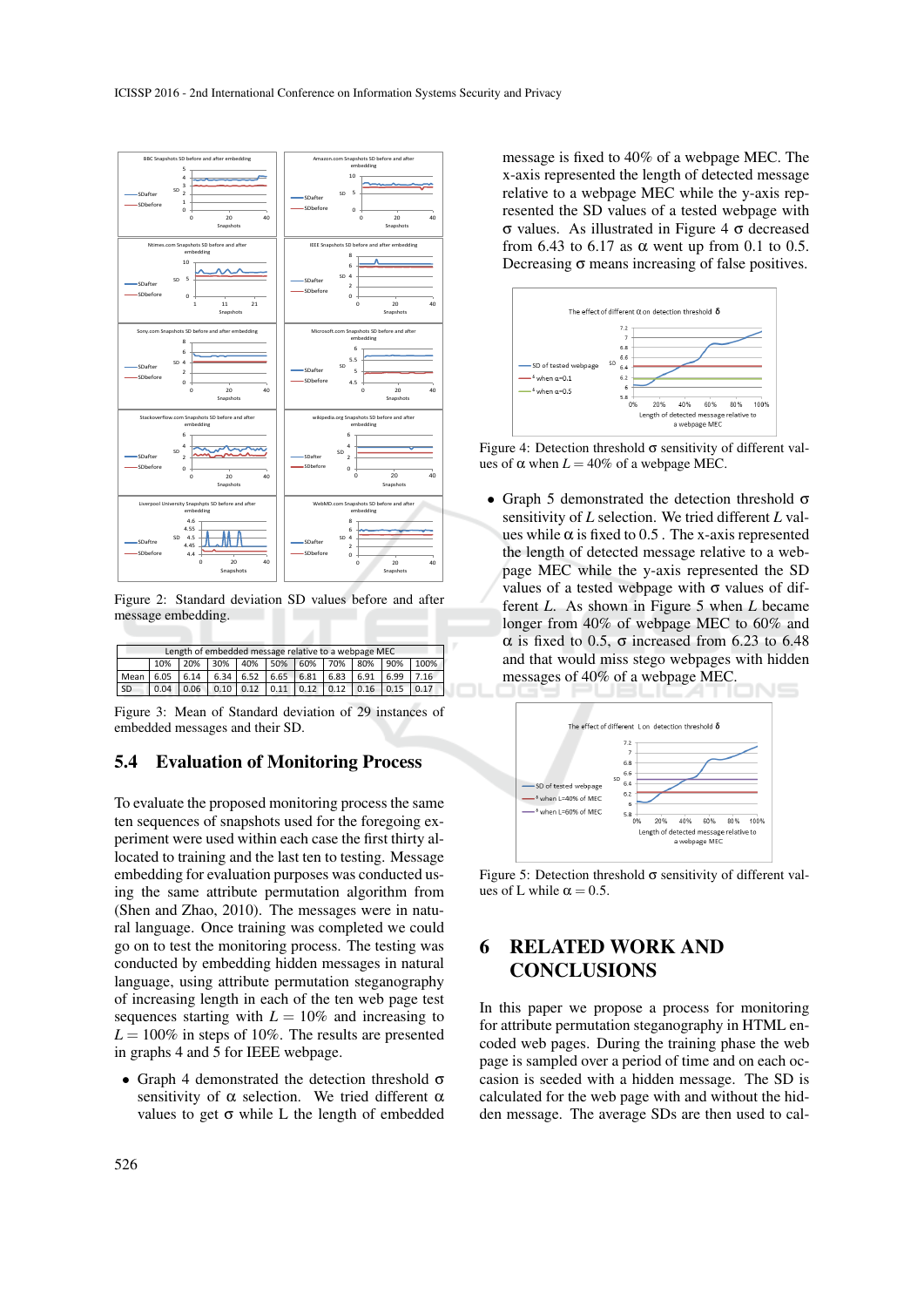Figure 2: Standard deviation SD values before and after message embedding.

| Length of embedded message relative to a webpage MEC | | | | | | | | | | |
|---|---|---|---|---|---|---|---|---|---|---|
| | 10% | 20% | 30% | 40% | 50% | 60% | 70% | 80% | 90% | 100% |
| Mean | 6.05 | 6.14 | 6.34 | 6.52 | 6.65 | 6.81 | 6.83 | 6.91 | 6.99 | 7.16 |
| SD | 0.04 | 0.06 | 0.10 | 0.12 | 0.11 | 0.12 | 0.12 | 0.16 | 0.15 | 0.17 |

Figure 3: Mean of Standard deviation of 29 instances of embedded messages and their SD.

## 5.4 Evaluation of Monitoring Process

To evaluate the proposed monitoring process the same ten sequences of snapshots used for the foregoing experiment were used within each case the first thirty allocated to training and the last ten to testing. Message embedding for evaluation purposes was conducted using the same attribute permutation algorithm from (Shen and Zhao, 2010). The messages were in natural language. Once training was completed we could go on to test the monitoring process. The testing was conducted by embedding hidden messages in natural language, using attribute permutation steganography of increasing length in each of the ten web page test sequences starting with $L = 10\%$ and increasing to $L = 100\%$ in steps of 10%. The results are presented in graphs 4 and 5 for IEEE webpage.

- Graph 4 demonstrated the detection threshold $\sigma$ sensitivity of $\alpha$ selection. We tried different $\alpha$ values to get $\sigma$ while L the length of embedded message is fixed to 40% of a webpage MEC. The x-axis represented the length of detected message relative to a webpage MEC while the y-axis represented the SD values of a tested webpage with $\sigma$ values. As illustrated in Figure 4 $\sigma$ decreased from 6.43 to 6.17 as $\alpha$ went up from 0.1 to 0.5. Decreasing $\sigma$ means increasing of false positives.

Figure 4: Detection threshold $\sigma$ sensitivity of different values of $\alpha$ when $L = 40\%$ of a webpage MEC.

- Graph 5 demonstrated the detection threshold $\sigma$ sensitivity of $L$ selection. We tried different $L$ values while $\alpha$ is fixed to 0.5 . The x-axis represented the length of detected message relative to a webpage MEC while the y-axis represented the SD values of a tested webpage with $\sigma$ values of different $L$. As shown in Figure 5 when $L$ became longer from 40% of webpage MEC to 60% and $\alpha$ is fixed to 0.5, $\sigma$ increased from 6.23 to 6.48 and that would miss stego webpages with hidden messages of 40% of a webpage MEC.

Figure 5: Detection threshold $\sigma$ sensitivity of different values of L while $\alpha = 0.5$.

# 6 RELATED WORK AND CONCLUSIONS

In this paper we propose a process for monitoring for attribute permutation steganography in HTML encoded web pages. During the training phase the web page is sampled over a period of time and on each occasion is seeded with a hidden message. The SD is calculated for the web page with and without the hidden message. The average SDs are then used to cal-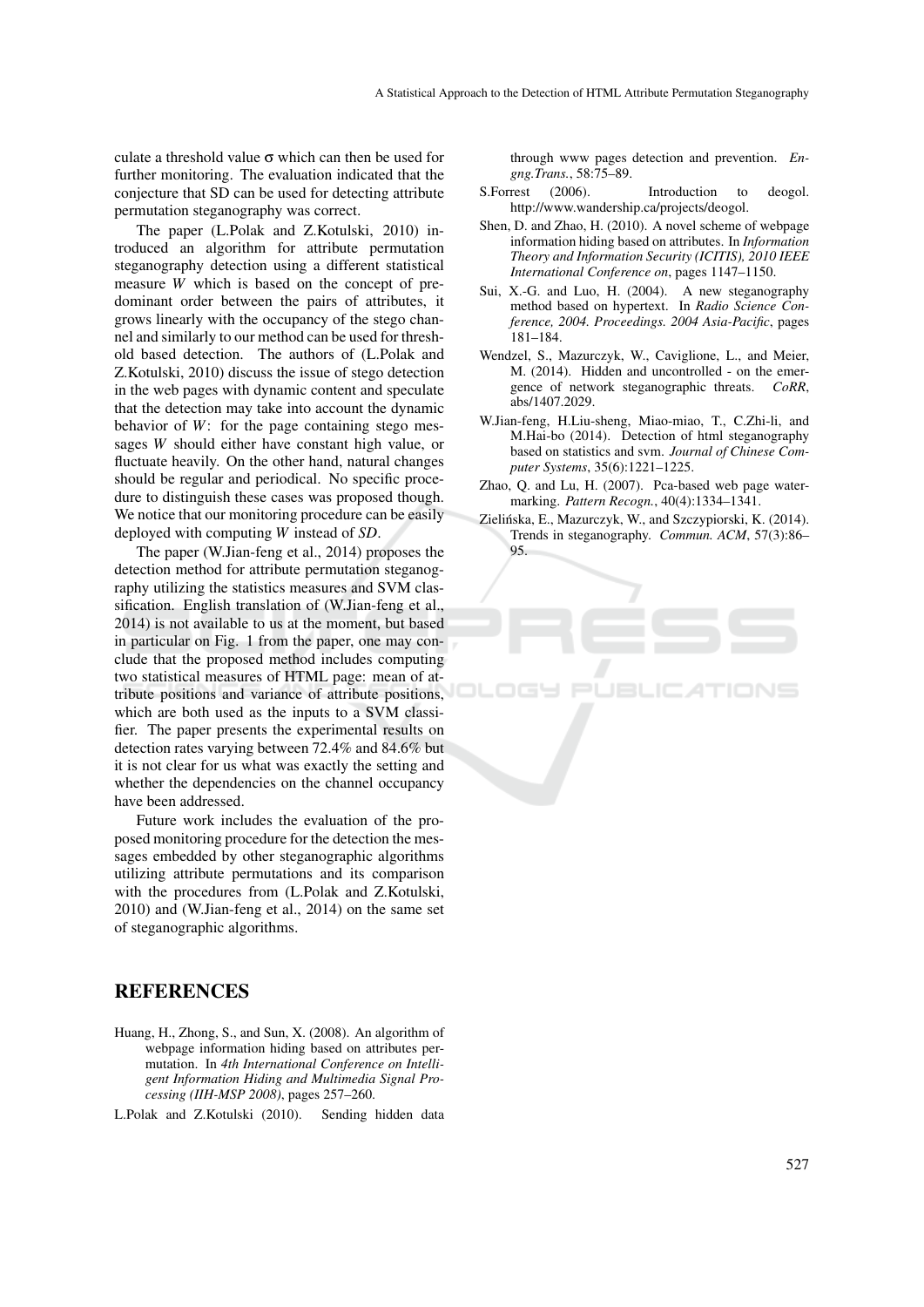culate a threshold value σ which can then be used for further monitoring. The evaluation indicated that the conjecture that SD can be used for detecting attribute permutation steganography was correct.

The paper (L.Polak and Z.Kotulski, 2010) introduced an algorithm for attribute permutation steganography detection using a different statistical measure $W$ which is based on the concept of predominant order between the pairs of attributes, it grows linearly with the occupancy of the stego channel and similarly to our method can be used for threshold based detection. The authors of (L.Polak and Z.Kotulski, 2010) discuss the issue of stego detection in the web pages with dynamic content and speculate that the detection may take into account the dynamic behavior of $W$: for the page containing stego messages $W$ should either have constant high value, or fluctuate heavily. On the other hand, natural changes should be regular and periodical. No specific procedure to distinguish these cases was proposed though. We notice that our monitoring procedure can be easily deployed with computing $W$ instead of *SD*.

The paper (W.Jian-feng et al., 2014) proposes the detection method for attribute permutation steganography utilizing the statistics measures and SVM classification. English translation of (W.Jian-feng et al., 2014) is not available to us at the moment, but based in particular on Fig. 1 from the paper, one may conclude that the proposed method includes computing two statistical measures of HTML page: mean of attribute positions and variance of attribute positions, which are both used as the inputs to a SVM classifier. The paper presents the experimental results on detection rates varying between 72.4% and 84.6% but it is not clear for us what was exactly the setting and whether the dependencies on the channel occupancy have been addressed.

Future work includes the evaluation of the proposed monitoring procedure for the detection the messages embedded by other steganographic algorithms utilizing attribute permutations and its comparison with the procedures from (L.Polak and Z.Kotulski, 2010) and (W.Jian-feng et al., 2014) on the same set of steganographic algorithms.

## REFERENCES

Huang, H., Zhong, S., and Sun, X. (2008). An algorithm of webpage information hiding based on attributes permutation. In *4th International Conference on Intelligent Information Hiding and Multimedia Signal Processing (IIH-MSP 2008)*, pages 257–260.

L.Polak and Z.Kotulski (2010). Sending hidden data through www pages detection and prevention. *Engng.Trans.*, 58:75–89.

S.Forrest (2006). Introduction to deogol. http://www.wandership.ca/projects/deogol.

Shen, D. and Zhao, H. (2010). A novel scheme of webpage information hiding based on attributes. In *Information Theory and Information Security (ICITIS), 2010 IEEE International Conference on*, pages 1147–1150.

Sui, X.-G. and Luo, H. (2004). A new steganography method based on hypertext. In *Radio Science Conference, 2004. Proceedings. 2004 Asia-Pacific*, pages 181–184.

Wendzel, S., Mazurczyk, W., Caviglione, L., and Meier, M. (2014). Hidden and uncontrolled - on the emergence of network steganographic threats. *CoRR*, abs/1407.2029.

W.Jian-feng, H.Liu-sheng, Miao-miao, T., C.Zhi-li, and M.Hai-bo (2014). Detection of html steganography based on statistics and svm. *Journal of Chinese Computer Systems*, 35(6):1221–1225.

Zhao, Q. and Lu, H. (2007). Pca-based web page watermarking. *Pattern Recogn.*, 40(4):1334–1341.

Zielińska, E., Mazurczyk, W., and Szczypiorski, K. (2014). Trends in steganography. *Commun. ACM*, 57(3):86–95.